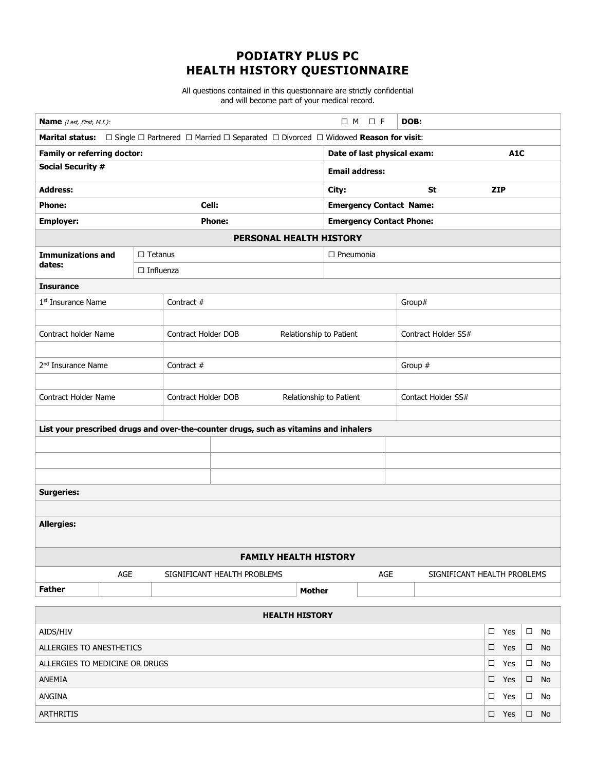# PODIATRY PLUS PC
# HEALTH HISTORY QUESTIONNAIRE

All questions contained in this questionnaire are strictly confidential and will become part of your medical record.

| **Name** *(Last, First, M.I.)*: | ☐ M ☐ F | **DOB:** |
|---|---|---|
| **Marital status:** ☐ Single ☐ Partnered ☐ Married ☐ Separated ☐ Divorced ☐ Widowed **Reason for visit**: | | |

| | |
|---|---|
| **Family or referring doctor:** | **Date of last physical exam:** **A1C** |
| **Social Security #** | **Email address:** |
| **Address:** | **City:** **St** **ZIP** |
| **Phone:** **Cell:** | **Emergency Contact Name:** |
| **Employer:** **Phone:** | **Emergency Contact Phone:** |

## PERSONAL HEALTH HISTORY

| **Immunizations and dates:** | ☐ Tetanus | ☐ Pneumonia |
|---|---|---|
| | ☐ Influenza | |

**Insurance**

| 1st Insurance Name | Contract # | Group# |
|---|---|---|
| | | |
| Contract holder Name | Contract Holder DOB Relationship to Patient | Contract Holder SS# |
| | | |
| 2nd Insurance Name | Contract # | Group # |
| | | |
| Contract Holder Name | Contract Holder DOB Relationship to Patient | Contact Holder SS# |
| | | |

**List your prescribed drugs and over-the-counter drugs, such as vitamins and inhalers**

| | | |
|---|---|---|
| | | |
| | | |
| | | |

**Surgeries:**

**Allergies:**

## FAMILY HEALTH HISTORY

| | AGE | SIGNIFICANT HEALTH PROBLEMS | | AGE | SIGNIFICANT HEALTH PROBLEMS |
|---|---|---|---|---|---|
| **Father** | | | **Mother** | | |

| HEALTH HISTORY | | |
|---|---|---|
| AIDS/HIV | ☐ Yes | ☐ No |
| ALLERGIES TO ANESTHETICS | ☐ Yes | ☐ No |
| ALLERGIES TO MEDICINE OR DRUGS | ☐ Yes | ☐ No |
| ANEMIA | ☐ Yes | ☐ No |
| ANGINA | ☐ Yes | ☐ No |
| ARTHRITIS | ☐ Yes | ☐ No |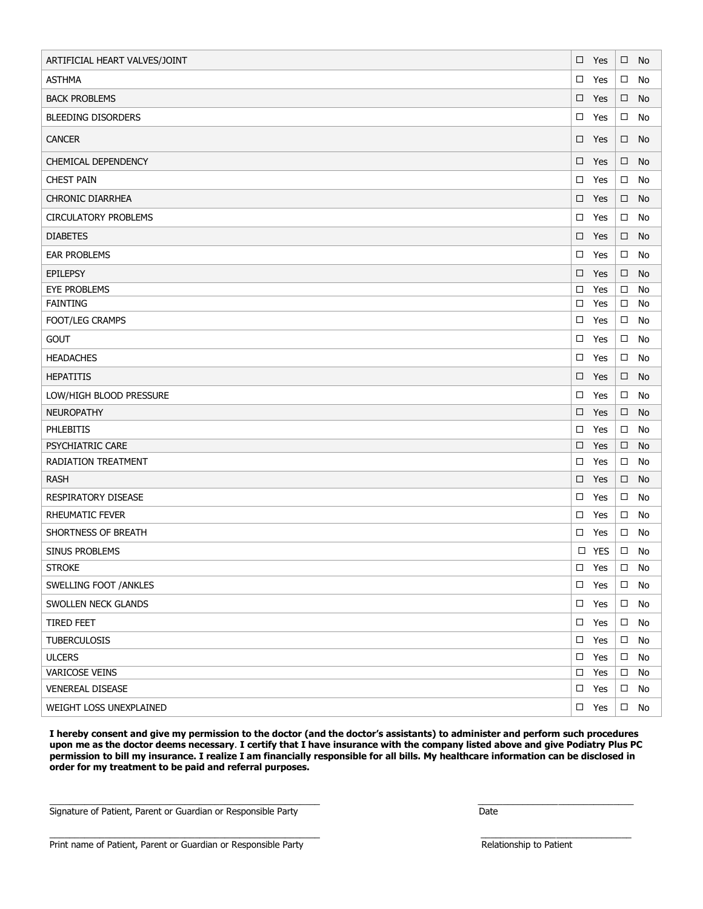| | | |
|---|---|---|
| ARTIFICIAL HEART VALVES/JOINT | ☐ Yes | ☐ No |
| ASTHMA | ☐ Yes | ☐ No |
| BACK PROBLEMS | ☐ Yes | ☐ No |
| BLEEDING DISORDERS | ☐ Yes | ☐ No |
| CANCER | ☐ Yes | ☐ No |
| CHEMICAL DEPENDENCY | ☐ Yes | ☐ No |
| CHEST PAIN | ☐ Yes | ☐ No |
| CHRONIC DIARRHEA | ☐ Yes | ☐ No |
| CIRCULATORY PROBLEMS | ☐ Yes | ☐ No |
| DIABETES | ☐ Yes | ☐ No |
| EAR PROBLEMS | ☐ Yes | ☐ No |
| EPILEPSY | ☐ Yes | ☐ No |
| EYE PROBLEMS | ☐ Yes | ☐ No |
| FAINTING | ☐ Yes | ☐ No |
| FOOT/LEG CRAMPS | ☐ Yes | ☐ No |
| GOUT | ☐ Yes | ☐ No |
| HEADACHES | ☐ Yes | ☐ No |
| HEPATITIS | ☐ Yes | ☐ No |
| LOW/HIGH BLOOD PRESSURE | ☐ Yes | ☐ No |
| NEUROPATHY | ☐ Yes | ☐ No |
| PHLEBITIS | ☐ Yes | ☐ No |
| PSYCHIATRIC CARE | ☐ Yes | ☐ No |
| RADIATION TREATMENT | ☐ Yes | ☐ No |
| RASH | ☐ Yes | ☐ No |
| RESPIRATORY DISEASE | ☐ Yes | ☐ No |
| RHEUMATIC FEVER | ☐ Yes | ☐ No |
| SHORTNESS OF BREATH | ☐ Yes | ☐ No |
| SINUS PROBLEMS | ☐ YES | ☐ No |
| STROKE | ☐ Yes | ☐ No |
| SWELLING FOOT /ANKLES | ☐ Yes | ☐ No |
| SWOLLEN NECK GLANDS | ☐ Yes | ☐ No |
| TIRED FEET | ☐ Yes | ☐ No |
| TUBERCULOSIS | ☐ Yes | ☐ No |
| ULCERS | ☐ Yes | ☐ No |
| VARICOSE VEINS | ☐ Yes | ☐ No |
| VENEREAL DISEASE | ☐ Yes | ☐ No |
| WEIGHT LOSS UNEXPLAINED | ☐ Yes | ☐ No |

**I hereby consent and give my permission to the doctor (and the doctor's assistants) to administer and perform such procedures upon me as the doctor deems necessary. I certify that I have insurance with the company listed above and give Podiatry Plus PC permission to bill my insurance. I realize I am financially responsible for all bills. My healthcare information can be disclosed in order for my treatment to be paid and referral purposes.**

_______________________________________________________ &nbsp;&nbsp;&nbsp;&nbsp; ________________________________
Signature of Patient, Parent or Guardian or Responsible Party &nbsp;&nbsp;&nbsp;&nbsp; Date

_______________________________________________________ &nbsp;&nbsp;&nbsp;&nbsp; ________________________________
Print name of Patient, Parent or Guardian or Responsible Party &nbsp;&nbsp;&nbsp;&nbsp; Relationship to Patient